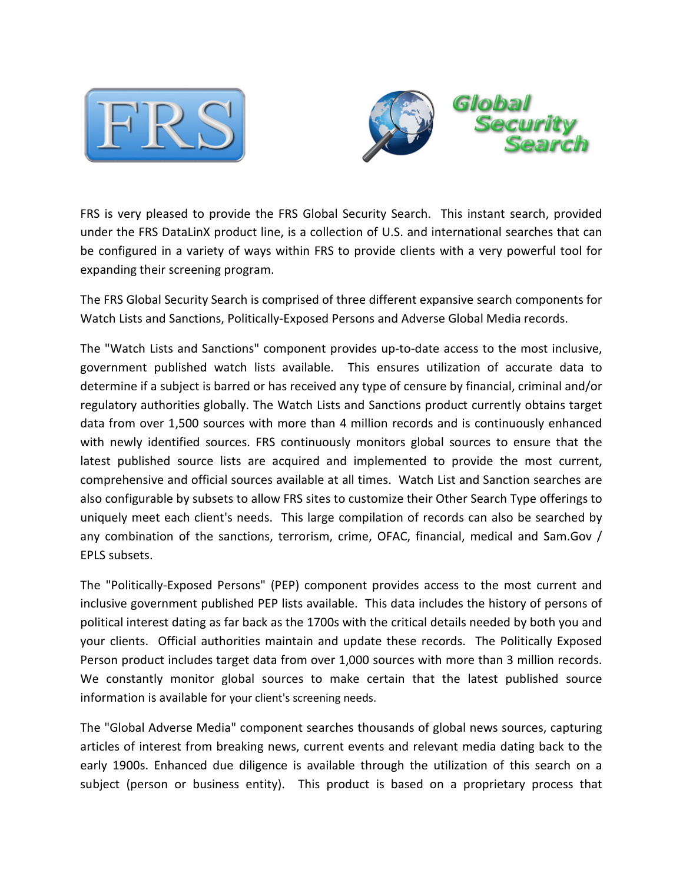FRS is very pleased to provide the FRS Global Security Search. This instant search, provided under the FRS DataLinX product line, is a collection of U.S. and international searches that can be configured in a variety of ways within FRS to provide clients with a very powerful tool for expanding their screening program.

The FRS Global Security Search is comprised of three different expansive search components for Watch Lists and Sanctions, Politically-Exposed Persons and Adverse Global Media records.

The "Watch Lists and Sanctions" component provides up-to-date access to the most inclusive, government published watch lists available. This ensures utilization of accurate data to determine if a subject is barred or has received any type of censure by financial, criminal and/or regulatory authorities globally. The Watch Lists and Sanctions product currently obtains target data from over 1,500 sources with more than 4 million records and is continuously enhanced with newly identified sources. FRS continuously monitors global sources to ensure that the latest published source lists are acquired and implemented to provide the most current, comprehensive and official sources available at all times. Watch List and Sanction searches are also configurable by subsets to allow FRS sites to customize their Other Search Type offerings to uniquely meet each client's needs. This large compilation of records can also be searched by any combination of the sanctions, terrorism, crime, OFAC, financial, medical and Sam.Gov / EPLS subsets.

The "Politically-Exposed Persons" (PEP) component provides access to the most current and inclusive government published PEP lists available. This data includes the history of persons of political interest dating as far back as the 1700s with the critical details needed by both you and your clients. Official authorities maintain and update these records. The Politically Exposed Person product includes target data from over 1,000 sources with more than 3 million records. We constantly monitor global sources to make certain that the latest published source information is available for your client's screening needs.

The "Global Adverse Media" component searches thousands of global news sources, capturing articles of interest from breaking news, current events and relevant media dating back to the early 1900s. Enhanced due diligence is available through the utilization of this search on a subject (person or business entity). This product is based on a proprietary process that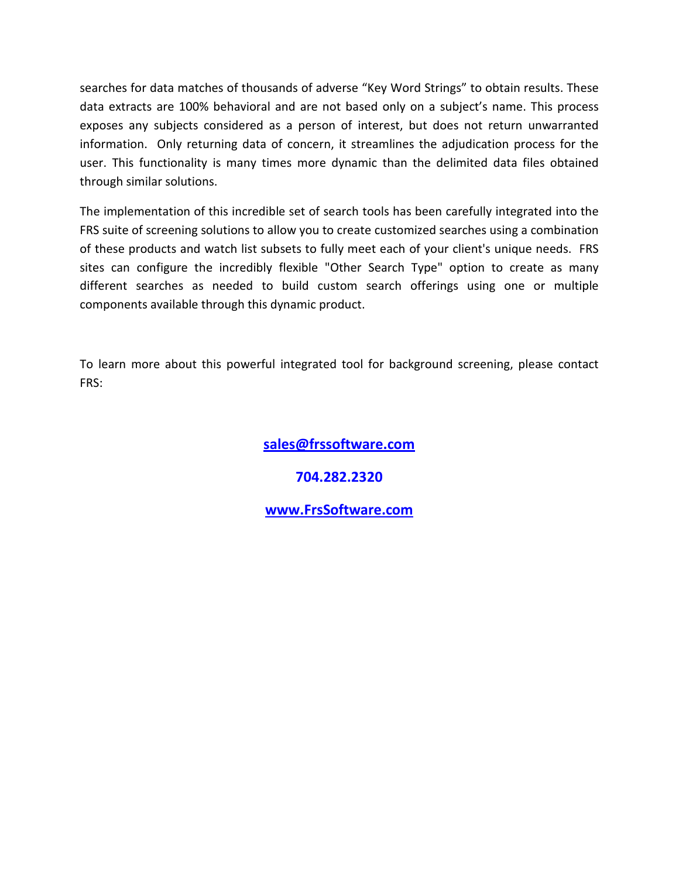searches for data matches of thousands of adverse “Key Word Strings” to obtain results. These data extracts are 100% behavioral and are not based only on a subject’s name. This process exposes any subjects considered as a person of interest, but does not return unwarranted information. Only returning data of concern, it streamlines the adjudication process for the user. This functionality is many times more dynamic than the delimited data files obtained through similar solutions.

The implementation of this incredible set of search tools has been carefully integrated into the FRS suite of screening solutions to allow you to create customized searches using a combination of these products and watch list subsets to fully meet each of your client's unique needs. FRS sites can configure the incredibly flexible "Other Search Type" option to create as many different searches as needed to build custom search offerings using one or multiple components available through this dynamic product.

To learn more about this powerful integrated tool for background screening, please contact FRS:

**sales@frssoftware.com**

**704.282.2320**

**www.FrsSoftware.com**